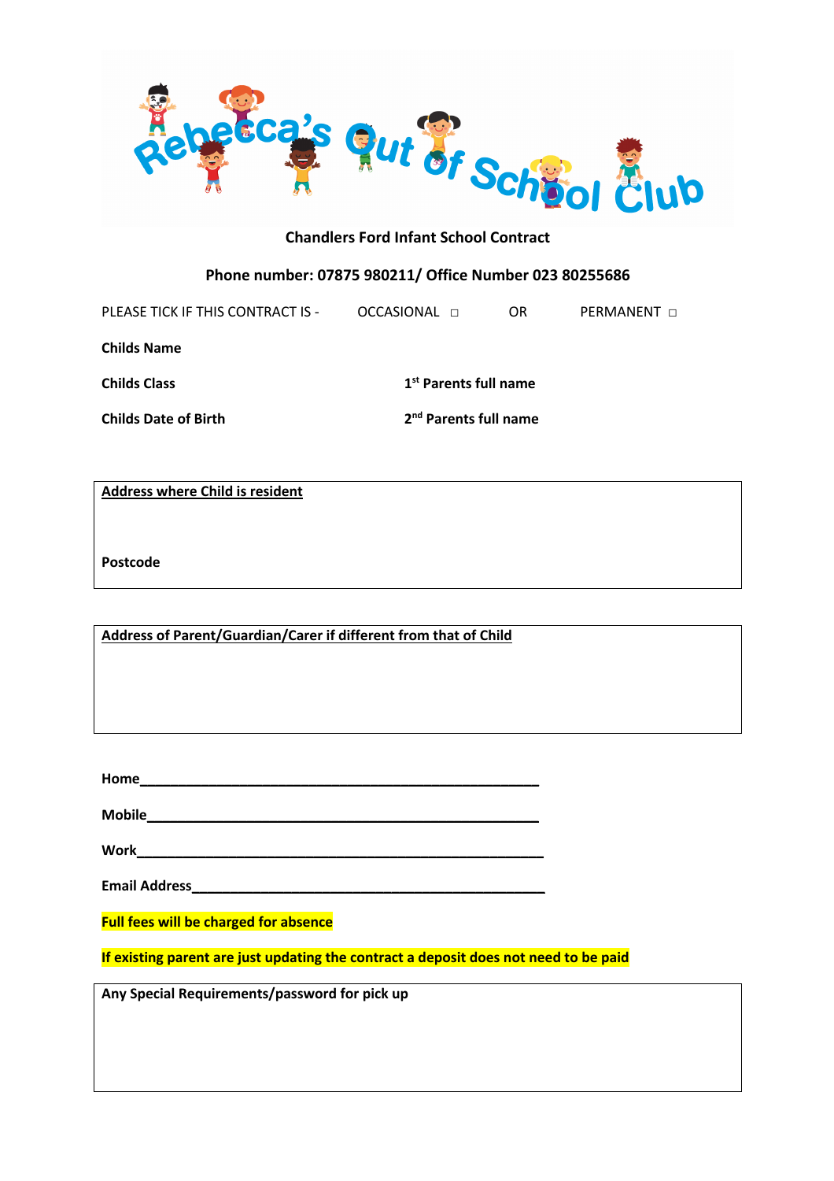# Rebecca's Out of School Club

**Chandlers Ford Infant School Contract**

**Phone number: 07875 980211/ Office Number 023 80255686**

PLEASE TICK IF THIS CONTRACT IS - OCCASIONAL ☐ OR PERMANENT ☐

**Childs Name**

**Childs Class** **1st Parents full name**

**Childs Date of Birth** **2nd Parents full name**

**Address where Child is resident**

**Postcode**

**Address of Parent/Guardian/Carer if different from that of Child**

**Home**_______________________________________________

**Mobile**______________________________________________

**Work**_______________________________________________

**Email Address**_________________________________________

**Full fees will be charged for absence**

**If existing parent are just updating the contract a deposit does not need to be paid**

**Any Special Requirements/password for pick up**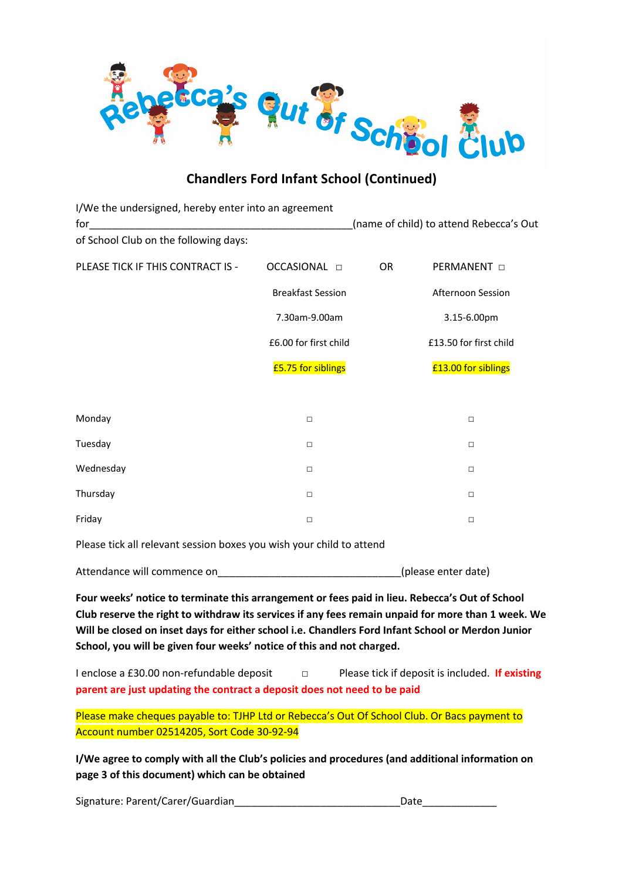# Rebecca's Out of School Club

## Chandlers Ford Infant School (Continued)

I/We the undersigned, hereby enter into an agreement for_______________________________________________(name of child) to attend Rebecca's Out of School Club on the following days:

PLEASE TICK IF THIS CONTRACT IS - OCCASIONAL ☐ OR PERMANENT ☐

| | Breakfast Session | Afternoon Session |
|---|---|---|
| | 7.30am-9.00am | 3.15-6.00pm |
| | £6.00 for first child | £13.50 for first child |
| | £5.75 for siblings | £13.00 for siblings |
| Monday | ☐ | ☐ |
| Tuesday | ☐ | ☐ |
| Wednesday | ☐ | ☐ |
| Thursday | ☐ | ☐ |
| Friday | ☐ | ☐ |

Please tick all relevant session boxes you wish your child to attend

Attendance will commence on________________________________(please enter date)

**Four weeks' notice to terminate this arrangement or fees paid in lieu. Rebecca's Out of School Club reserve the right to withdraw its services if any fees remain unpaid for more than 1 week. We Will be closed on inset days for either school i.e. Chandlers Ford Infant School or Merdon Junior School, you will be given four weeks' notice of this and not charged.**

I enclose a £30.00 non-refundable deposit ☐ Please tick if deposit is included. **If existing parent are just updating the contract a deposit does not need to be paid**

Please make cheques payable to: TJHP Ltd or Rebecca's Out Of School Club. Or Bacs payment to Account number 02514205, Sort Code 30-92-94

**I/We agree to comply with all the Club's policies and procedures (and additional information on page 3 of this document) which can be obtained**

Signature: Parent/Carer/Guardian_____________________________Date_____________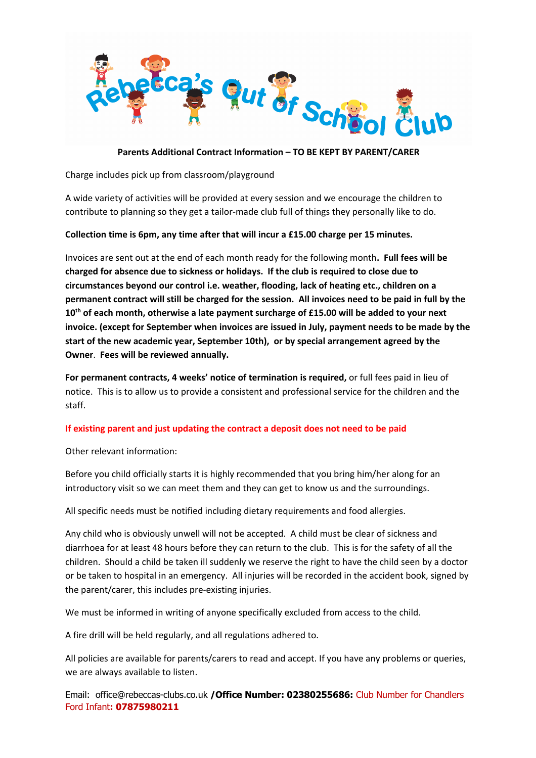# Rebecca's Out of School Club

**Parents Additional Contract Information – TO BE KEPT BY PARENT/CARER**

Charge includes pick up from classroom/playground

A wide variety of activities will be provided at every session and we encourage the children to contribute to planning so they get a tailor-made club full of things they personally like to do.

**Collection time is 6pm, any time after that will incur a £15.00 charge per 15 minutes.**

Invoices are sent out at the end of each month ready for the following month**. Full fees will be charged for absence due to sickness or holidays. If the club is required to close due to circumstances beyond our control i.e. weather, flooding, lack of heating etc., children on a permanent contract will still be charged for the session. All invoices need to be paid in full by the 10th of each month, otherwise a late payment surcharge of £15.00 will be added to your next invoice. (except for September when invoices are issued in July, payment needs to be made by the start of the new academic year, September 10th), or by special arrangement agreed by the Owner**. **Fees will be reviewed annually.**

**For permanent contracts, 4 weeks' notice of termination is required,** or full fees paid in lieu of notice. This is to allow us to provide a consistent and professional service for the children and the staff.

**If existing parent and just updating the contract a deposit does not need to be paid**

Other relevant information:

Before you child officially starts it is highly recommended that you bring him/her along for an introductory visit so we can meet them and they can get to know us and the surroundings.

All specific needs must be notified including dietary requirements and food allergies.

Any child who is obviously unwell will not be accepted. A child must be clear of sickness and diarrhoea for at least 48 hours before they can return to the club. This is for the safety of all the children. Should a child be taken ill suddenly we reserve the right to have the child seen by a doctor or be taken to hospital in an emergency. All injuries will be recorded in the accident book, signed by the parent/carer, this includes pre-existing injuries.

We must be informed in writing of anyone specifically excluded from access to the child.

A fire drill will be held regularly, and all regulations adhered to.

All policies are available for parents/carers to read and accept. If you have any problems or queries, we are always available to listen.

Email: office@rebeccas-clubs.co.uk **/Office Number: 02380255686:** Club Number for Chandlers Ford Infant**: 07875980211**